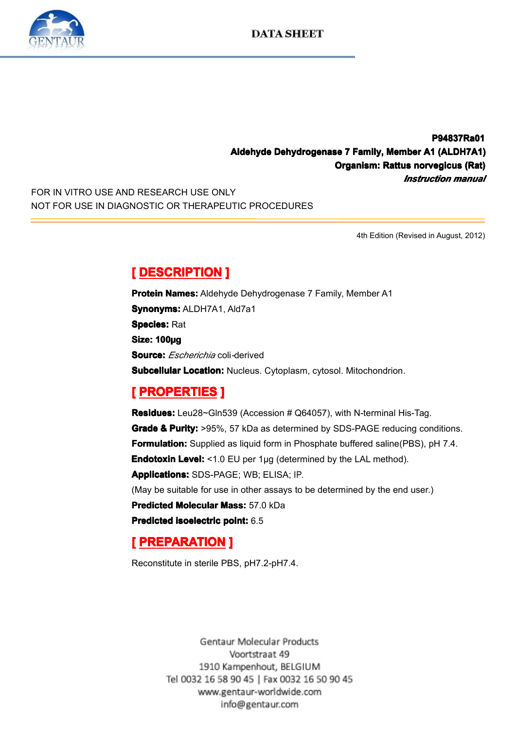DATA SHEET

**P94837Ra01**
**Aldehyde Dehydrogenase 7 Family, Member A1 (ALDH7A1)**
**Organism: Rattus norvegicus (Rat)**
***Instruction manual***

FOR IN VITRO USE AND RESEARCH USE ONLY
NOT FOR USE IN DIAGNOSTIC OR THERAPEUTIC PROCEDURES

4th Edition (Revised in August, 2012)

## [ DESCRIPTION ]

**Protein Names:** Aldehyde Dehydrogenase 7 Family, Member A1
**Synonyms:** ALDH7A1, Ald7a1
**Species:** Rat
**Size: 100μg**
**Source:** *Escherichia* coli-derived
**Subcellular Location:** Nucleus. Cytoplasm, cytosol. Mitochondrion.

## [ PROPERTIES ]

**Residues:** Leu28~Gln539 (Accession # Q64057), with N-terminal His-Tag.
**Grade & Purity:** >95%, 57 kDa as determined by SDS-PAGE reducing conditions.
**Formulation:** Supplied as liquid form in Phosphate buffered saline(PBS), pH 7.4.
**Endotoxin Level:** <1.0 EU per 1μg (determined by the LAL method).
**Applications:** SDS-PAGE; WB; ELISA; IP.
(May be suitable for use in other assays to be determined by the end user.)
**Predicted Molecular Mass:** 57.0 kDa
**Predicted isoelectric point:** 6.5

## [ PREPARATION ]

Reconstitute in sterile PBS, pH7.2-pH7.4.

Gentaur Molecular Products
Voortstraat 49
1910 Kampenhout, BELGIUM
Tel 0032 16 58 90 45 | Fax 0032 16 50 90 45
www.gentaur-worldwide.com
info@gentaur.com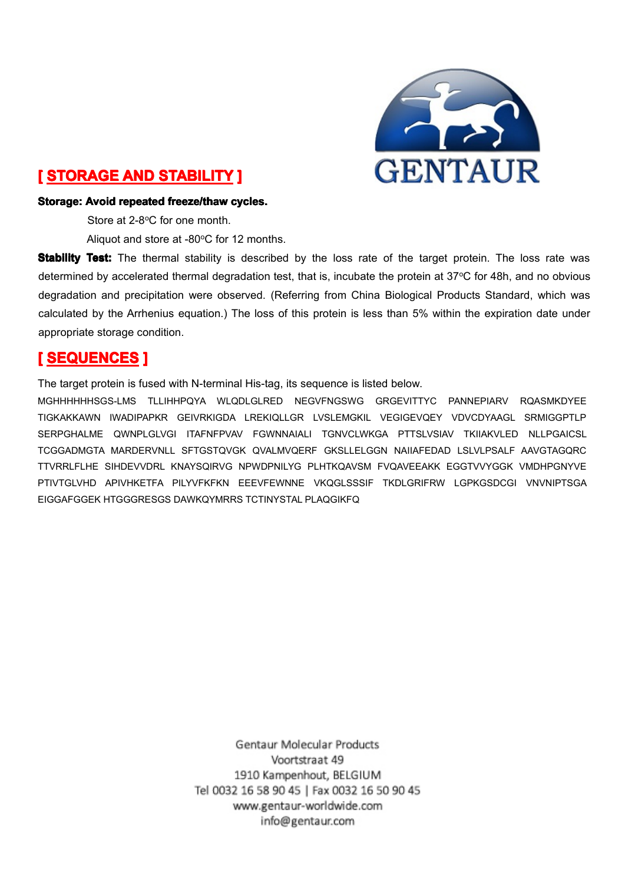## [ STORAGE AND STABILITY ]

**Storage: Avoid repeated freeze/thaw cycles.**

Store at 2-8°C for one month.

Aliquot and store at -80°C for 12 months.

**Stability Test:** The thermal stability is described by the loss rate of the target protein. The loss rate was determined by accelerated thermal degradation test, that is, incubate the protein at 37°C for 48h, and no obvious degradation and precipitation were observed. (Referring from China Biological Products Standard, which was calculated by the Arrhenius equation.) The loss of this protein is less than 5% within the expiration date under appropriate storage condition.

## [ SEQUENCES ]

The target protein is fused with N-terminal His-tag, its sequence is listed below.

MGHHHHHHSGS-LMS TLLIHHPQYA WLQDLGLRED NEGVFNGSWG GRGEVITTYC PANNEPIARV RQASMKDYEE TIGKAKKAWN IWADIPAPKR GEIVRKIGDA LREKIQLLGR LVSLEMGKIL VEGIGEVQEY VDVCDYAAGL SRMIGGPTLP SERPGHALME QWNPLGLVGI ITAFNFPVAV FGWNNAIALI TGNVCLWKGA PTTSLVSIAV TKIIAKVLED NLLPGAICSL TCGGADMGTA MARDERVNLL SFTGSTQVGK QVALMVQERF GKSLLELGGN NAIIAFEDAD LSLVLPSALF AAVGTAGQRC TTVRRLFLHE SIHDEVVDRL KNAYSQIRVG NPWDPNILYG PLHTKQAVSM FVQAVEEAKK EGGTVVYGGK VMDHPGNYVE PTIVTGLVHD APIVHKETFA PILYVFKFKN EEEVFEWNNE VKQGLSSSIF TKDLGRIFRW LGPKGSDCGI VNVNIPTSGA EIGGAFGGEK HTGGGRESGS DAWKQYMRRS TCTINYSTAL PLAQGIKFQ

Gentaur Molecular Products
Voortstraat 49
1910 Kampenhout, BELGIUM
Tel 0032 16 58 90 45 | Fax 0032 16 50 90 45
www.gentaur-worldwide.com
info@gentaur.com